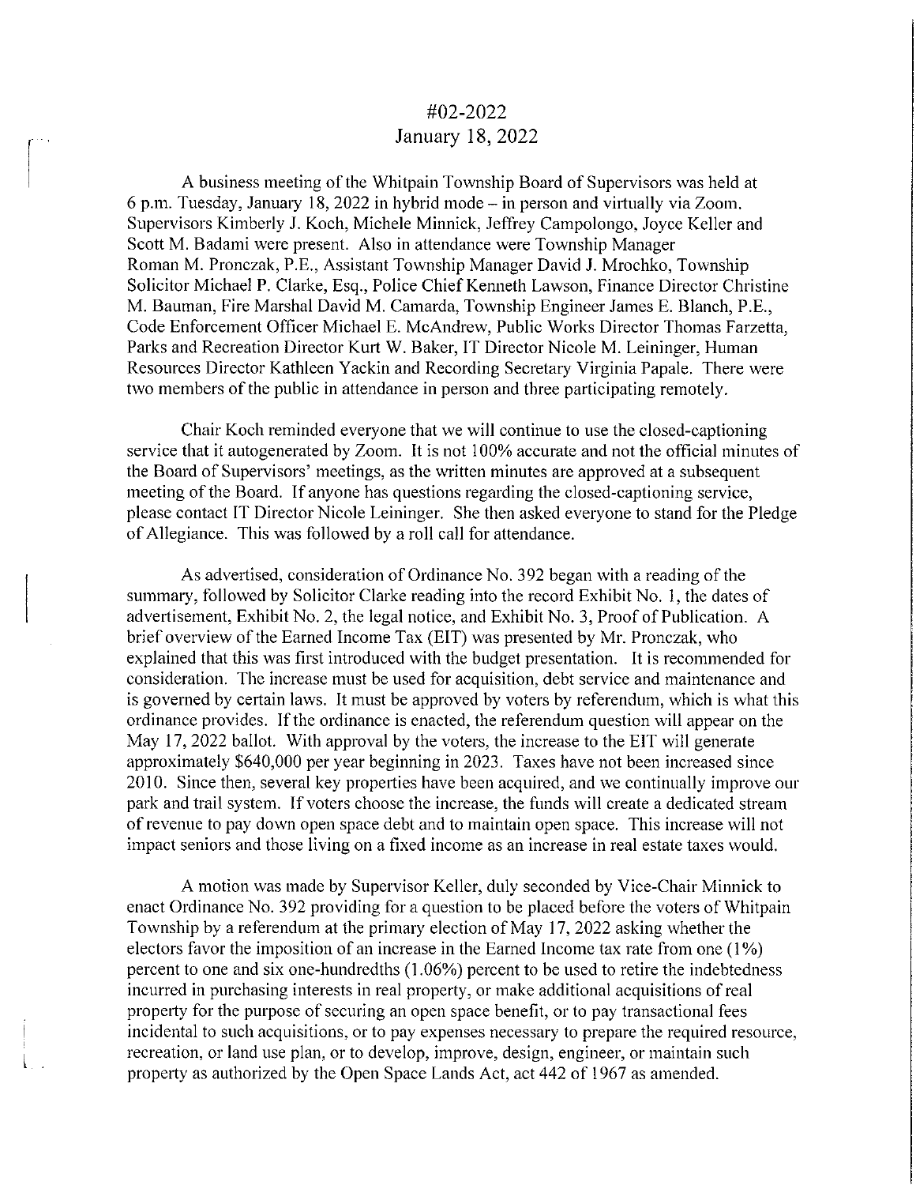# #02-2022
## January 18, 2022

A business meeting of the Whitpain Township Board of Supervisors was held at 6 p.m. Tuesday, January 18, 2022 in hybrid mode – in person and virtually via Zoom. Supervisors Kimberly J. Koch, Michele Minnick, Jeffrey Campolongo, Joyce Keller and Scott M. Badami were present. Also in attendance were Township Manager Roman M. Pronczak, P.E., Assistant Township Manager David J. Mrochko, Township Solicitor Michael P. Clarke, Esq., Police Chief Kenneth Lawson, Finance Director Christine M. Bauman, Fire Marshal David M. Camarda, Township Engineer James E. Blanch, P.E., Code Enforcement Officer Michael E. McAndrew, Public Works Director Thomas Farzetta, Parks and Recreation Director Kurt W. Baker, IT Director Nicole M. Leininger, Human Resources Director Kathleen Yackin and Recording Secretary Virginia Papale. There were two members of the public in attendance in person and three participating remotely.

Chair Koch reminded everyone that we will continue to use the closed-captioning service that it autogenerated by Zoom. It is not 100% accurate and not the official minutes of the Board of Supervisors' meetings, as the written minutes are approved at a subsequent meeting of the Board. If anyone has questions regarding the closed-captioning service, please contact IT Director Nicole Leininger. She then asked everyone to stand for the Pledge of Allegiance. This was followed by a roll call for attendance.

As advertised, consideration of Ordinance No. 392 began with a reading of the summary, followed by Solicitor Clarke reading into the record Exhibit No. 1, the dates of advertisement, Exhibit No. 2, the legal notice, and Exhibit No. 3, Proof of Publication. A brief overview of the Earned Income Tax (EIT) was presented by Mr. Pronczak, who explained that this was first introduced with the budget presentation. It is recommended for consideration. The increase must be used for acquisition, debt service and maintenance and is governed by certain laws. It must be approved by voters by referendum, which is what this ordinance provides. If the ordinance is enacted, the referendum question will appear on the May 17, 2022 ballot. With approval by the voters, the increase to the EIT will generate approximately $640,000 per year beginning in 2023. Taxes have not been increased since 2010. Since then, several key properties have been acquired, and we continually improve our park and trail system. If voters choose the increase, the funds will create a dedicated stream of revenue to pay down open space debt and to maintain open space. This increase will not impact seniors and those living on a fixed income as an increase in real estate taxes would.

A motion was made by Supervisor Keller, duly seconded by Vice-Chair Minnick to enact Ordinance No. 392 providing for a question to be placed before the voters of Whitpain Township by a referendum at the primary election of May 17, 2022 asking whether the electors favor the imposition of an increase in the Earned Income tax rate from one (1%) percent to one and six one-hundredths (1.06%) percent to be used to retire the indebtedness incurred in purchasing interests in real property, or make additional acquisitions of real property for the purpose of securing an open space benefit, or to pay transactional fees incidental to such acquisitions, or to pay expenses necessary to prepare the required resource, recreation, or land use plan, or to develop, improve, design, engineer, or maintain such property as authorized by the Open Space Lands Act, act 442 of 1967 as amended.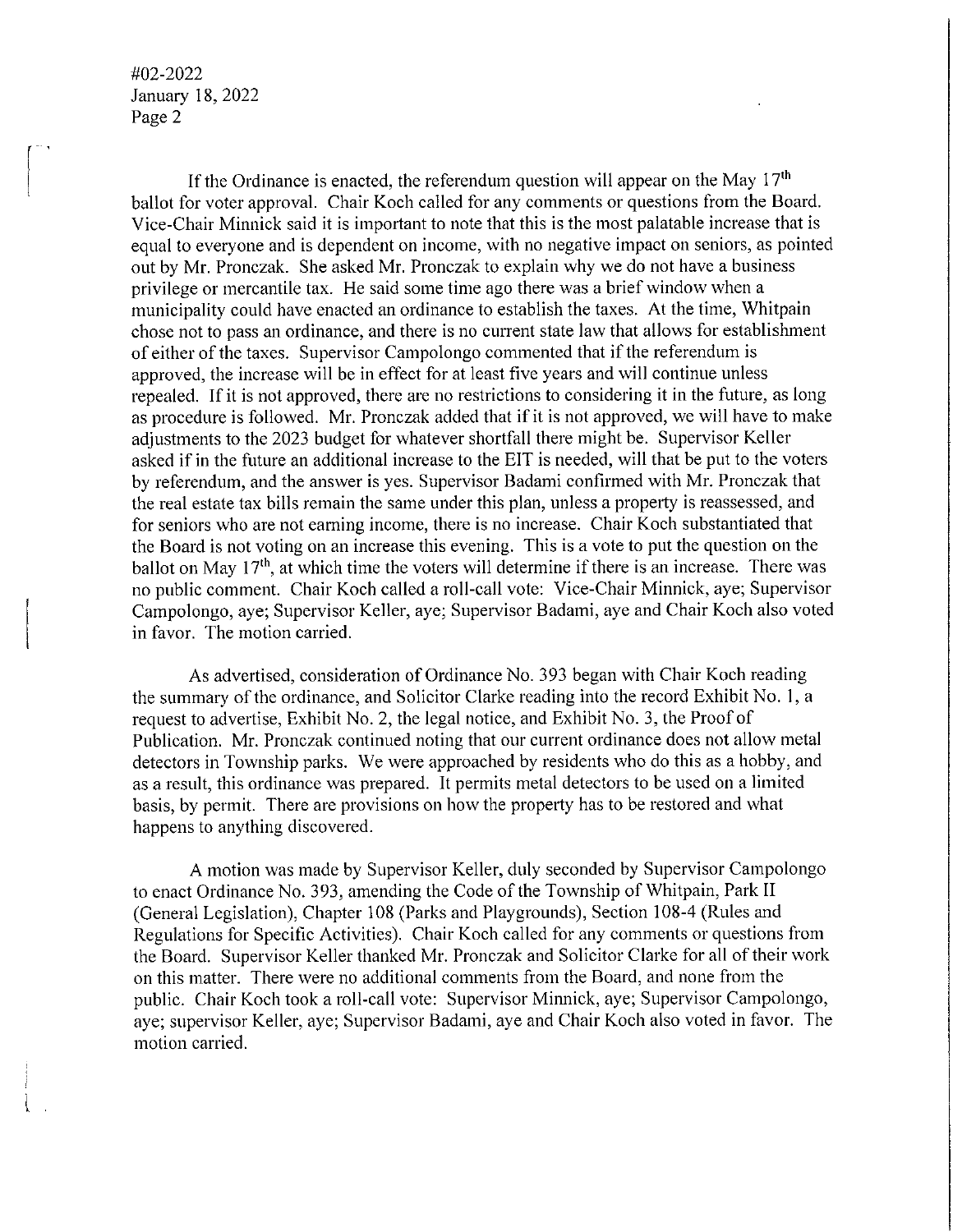If the Ordinance is enacted, the referendum question will appear on the May 17th ballot for voter approval. Chair Koch called for any comments or questions from the Board. Vice-Chair Minnick said it is important to note that this is the most palatable increase that is equal to everyone and is dependent on income, with no negative impact on seniors, as pointed out by Mr. Pronczak. She asked Mr. Pronczak to explain why we do not have a business privilege or mercantile tax. He said some time ago there was a brief window when a municipality could have enacted an ordinance to establish the taxes. At the time, Whitpain chose not to pass an ordinance, and there is no current state law that allows for establishment of either of the taxes. Supervisor Campolongo commented that if the referendum is approved, the increase will be in effect for at least five years and will continue unless repealed. If it is not approved, there are no restrictions to considering it in the future, as long as procedure is followed. Mr. Pronczak added that if it is not approved, we will have to make adjustments to the 2023 budget for whatever shortfall there might be. Supervisor Keller asked if in the future an additional increase to the EIT is needed, will that be put to the voters by referendum, and the answer is yes. Supervisor Badami confirmed with Mr. Pronczak that the real estate tax bills remain the same under this plan, unless a property is reassessed, and for seniors who are not earning income, there is no increase. Chair Koch substantiated that the Board is not voting on an increase this evening. This is a vote to put the question on the ballot on May 17th, at which time the voters will determine if there is an increase. There was no public comment. Chair Koch called a roll-call vote: Vice-Chair Minnick, aye; Supervisor Campolongo, aye; Supervisor Keller, aye; Supervisor Badami, aye and Chair Koch also voted in favor. The motion carried.

As advertised, consideration of Ordinance No. 393 began with Chair Koch reading the summary of the ordinance, and Solicitor Clarke reading into the record Exhibit No. 1, a request to advertise, Exhibit No. 2, the legal notice, and Exhibit No. 3, the Proof of Publication. Mr. Pronczak continued noting that our current ordinance does not allow metal detectors in Township parks. We were approached by residents who do this as a hobby, and as a result, this ordinance was prepared. It permits metal detectors to be used on a limited basis, by permit. There are provisions on how the property has to be restored and what happens to anything discovered.

A motion was made by Supervisor Keller, duly seconded by Supervisor Campolongo to enact Ordinance No. 393, amending the Code of the Township of Whitpain, Park II (General Legislation), Chapter 108 (Parks and Playgrounds), Section 108-4 (Rules and Regulations for Specific Activities). Chair Koch called for any comments or questions from the Board. Supervisor Keller thanked Mr. Pronczak and Solicitor Clarke for all of their work on this matter. There were no additional comments from the Board, and none from the public. Chair Koch took a roll-call vote: Supervisor Minnick, aye; Supervisor Campolongo, aye; supervisor Keller, aye; Supervisor Badami, aye and Chair Koch also voted in favor. The motion carried.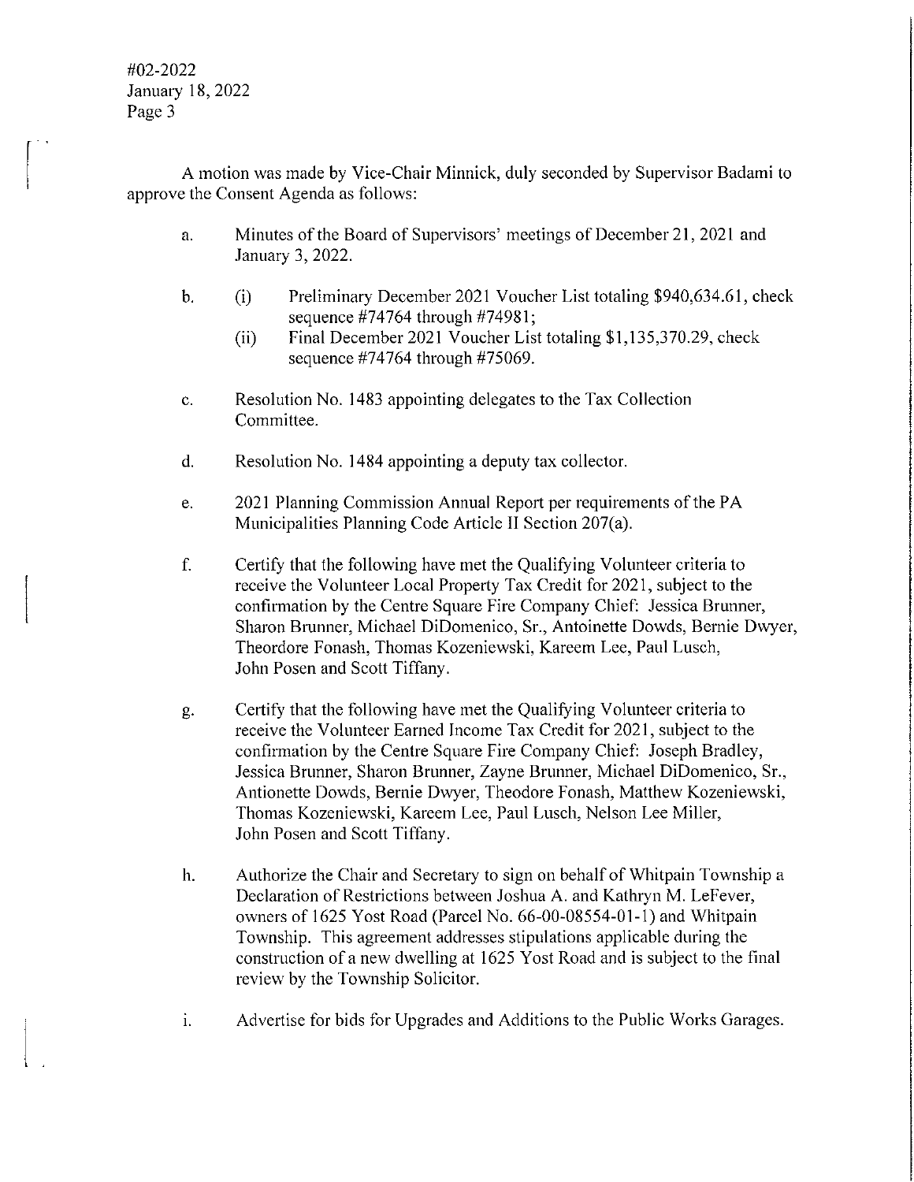A motion was made by Vice-Chair Minnick, duly seconded by Supervisor Badami to approve the Consent Agenda as follows:

a. Minutes of the Board of Supervisors' meetings of December 21, 2021 and January 3, 2022.

b. (i) Preliminary December 2021 Voucher List totaling $940,634.61, check sequence #74764 through #74981;
   (ii) Final December 2021 Voucher List totaling $1,135,370.29, check sequence #74764 through #75069.

c. Resolution No. 1483 appointing delegates to the Tax Collection Committee.

d. Resolution No. 1484 appointing a deputy tax collector.

e. 2021 Planning Commission Annual Report per requirements of the PA Municipalities Planning Code Article II Section 207(a).

f. Certify that the following have met the Qualifying Volunteer criteria to receive the Volunteer Local Property Tax Credit for 2021, subject to the confirmation by the Centre Square Fire Company Chief: Jessica Brunner, Sharon Brunner, Michael DiDomenico, Sr., Antoinette Dowds, Bernie Dwyer, Theordore Fonash, Thomas Kozeniewski, Kareem Lee, Paul Lusch, John Posen and Scott Tiffany.

g. Certify that the following have met the Qualifying Volunteer criteria to receive the Volunteer Earned Income Tax Credit for 2021, subject to the confirmation by the Centre Square Fire Company Chief: Joseph Bradley, Jessica Brunner, Sharon Brunner, Zayne Brunner, Michael DiDomenico, Sr., Antionette Dowds, Bernie Dwyer, Theodore Fonash, Matthew Kozeniewski, Thomas Kozeniewski, Kareem Lee, Paul Lusch, Nelson Lee Miller, John Posen and Scott Tiffany.

h. Authorize the Chair and Secretary to sign on behalf of Whitpain Township a Declaration of Restrictions between Joshua A. and Kathryn M. LeFever, owners of 1625 Yost Road (Parcel No. 66-00-08554-01-1) and Whitpain Township. This agreement addresses stipulations applicable during the construction of a new dwelling at 1625 Yost Road and is subject to the final review by the Township Solicitor.

i. Advertise for bids for Upgrades and Additions to the Public Works Garages.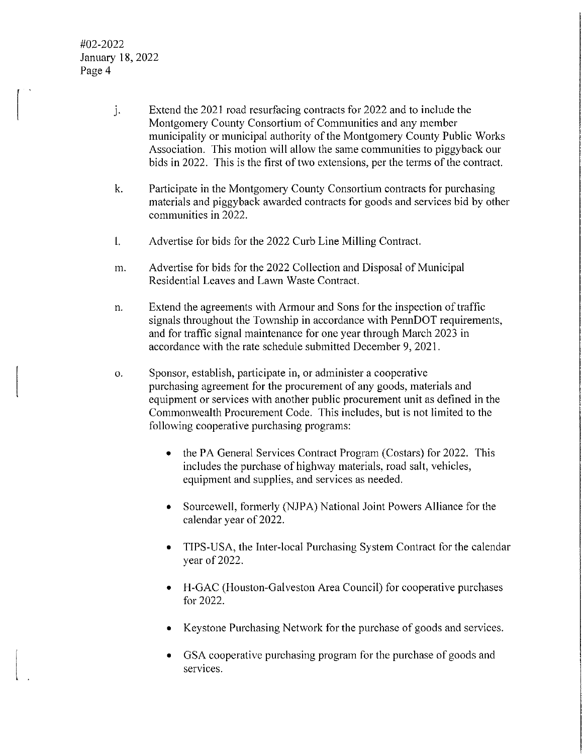j. Extend the 2021 road resurfacing contracts for 2022 and to include the Montgomery County Consortium of Communities and any member municipality or municipal authority of the Montgomery County Public Works Association. This motion will allow the same communities to piggyback our bids in 2022. This is the first of two extensions, per the terms of the contract.

k. Participate in the Montgomery County Consortium contracts for purchasing materials and piggyback awarded contracts for goods and services bid by other communities in 2022.

l. Advertise for bids for the 2022 Curb Line Milling Contract.

m. Advertise for bids for the 2022 Collection and Disposal of Municipal Residential Leaves and Lawn Waste Contract.

n. Extend the agreements with Armour and Sons for the inspection of traffic signals throughout the Township in accordance with PennDOT requirements, and for traffic signal maintenance for one year through March 2023 in accordance with the rate schedule submitted December 9, 2021.

o. Sponsor, establish, participate in, or administer a cooperative purchasing agreement for the procurement of any goods, materials and equipment or services with another public procurement unit as defined in the Commonwealth Procurement Code. This includes, but is not limited to the following cooperative purchasing programs:

- the PA General Services Contract Program (Costars) for 2022. This includes the purchase of highway materials, road salt, vehicles, equipment and supplies, and services as needed.
- Sourcewell, formerly (NJPA) National Joint Powers Alliance for the calendar year of 2022.
- TIPS-USA, the Inter-local Purchasing System Contract for the calendar year of 2022.
- H-GAC (Houston-Galveston Area Council) for cooperative purchases for 2022.
- Keystone Purchasing Network for the purchase of goods and services.
- GSA cooperative purchasing program for the purchase of goods and services.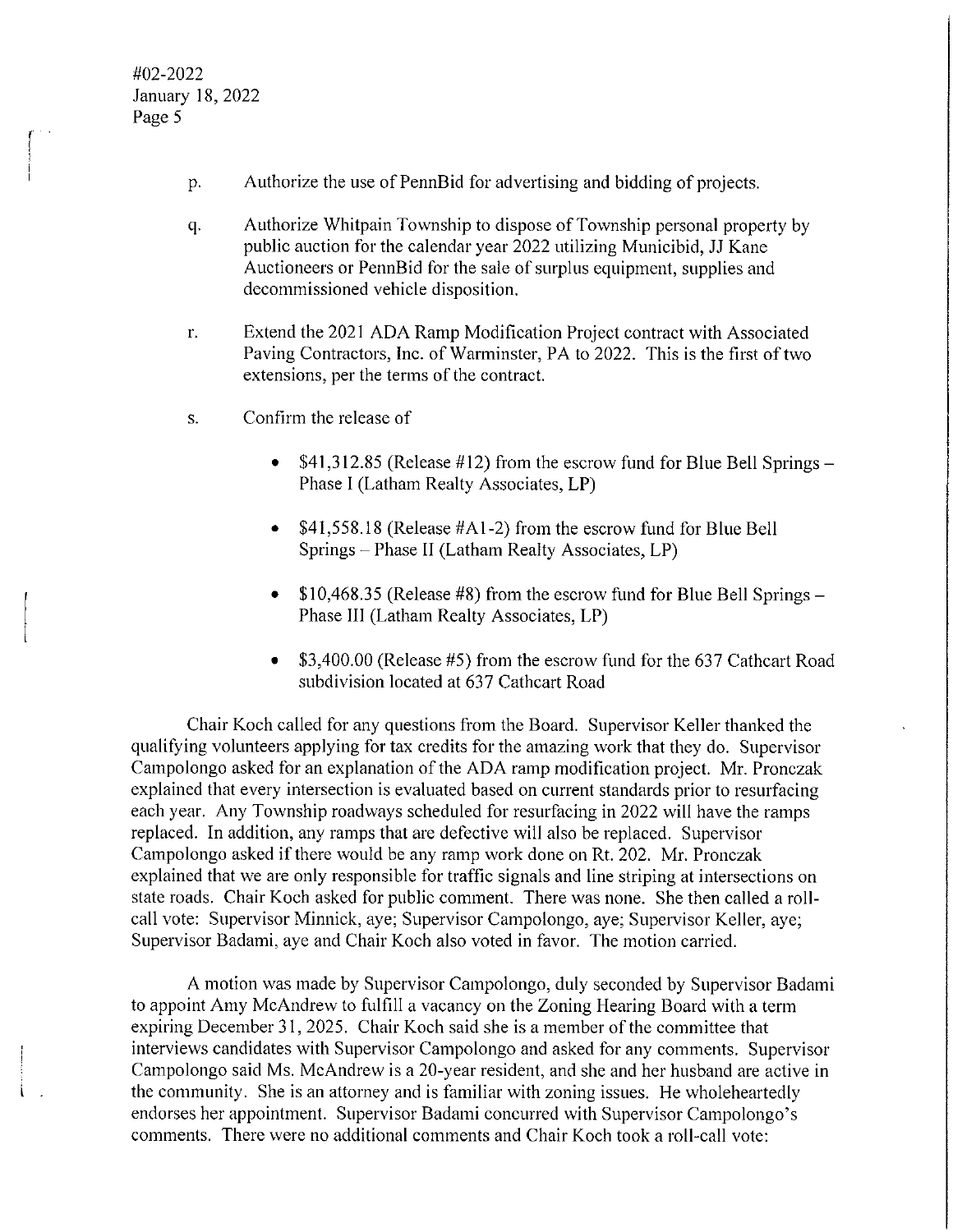p. Authorize the use of PennBid for advertising and bidding of projects.

q. Authorize Whitpain Township to dispose of Township personal property by public auction for the calendar year 2022 utilizing Municibid, JJ Kane Auctioneers or PennBid for the sale of surplus equipment, supplies and decommissioned vehicle disposition.

r. Extend the 2021 ADA Ramp Modification Project contract with Associated Paving Contractors, Inc. of Warminster, PA to 2022. This is the first of two extensions, per the terms of the contract.

s. Confirm the release of

- $41,312.85 (Release #12) from the escrow fund for Blue Bell Springs – Phase I (Latham Realty Associates, LP)
- $41,558.18 (Release #A1-2) from the escrow fund for Blue Bell Springs – Phase II (Latham Realty Associates, LP)
- $10,468.35 (Release #8) from the escrow fund for Blue Bell Springs – Phase III (Latham Realty Associates, LP)
- $3,400.00 (Release #5) from the escrow fund for the 637 Cathcart Road subdivision located at 637 Cathcart Road

Chair Koch called for any questions from the Board. Supervisor Keller thanked the qualifying volunteers applying for tax credits for the amazing work that they do. Supervisor Campolongo asked for an explanation of the ADA ramp modification project. Mr. Pronczak explained that every intersection is evaluated based on current standards prior to resurfacing each year. Any Township roadways scheduled for resurfacing in 2022 will have the ramps replaced. In addition, any ramps that are defective will also be replaced. Supervisor Campolongo asked if there would be any ramp work done on Rt. 202. Mr. Pronczak explained that we are only responsible for traffic signals and line striping at intersections on state roads. Chair Koch asked for public comment. There was none. She then called a roll-call vote: Supervisor Minnick, aye; Supervisor Campolongo, aye; Supervisor Keller, aye; Supervisor Badami, aye and Chair Koch also voted in favor. The motion carried.

A motion was made by Supervisor Campolongo, duly seconded by Supervisor Badami to appoint Amy McAndrew to fulfill a vacancy on the Zoning Hearing Board with a term expiring December 31, 2025. Chair Koch said she is a member of the committee that interviews candidates with Supervisor Campolongo and asked for any comments. Supervisor Campolongo said Ms. McAndrew is a 20-year resident, and she and her husband are active in the community. She is an attorney and is familiar with zoning issues. He wholeheartedly endorses her appointment. Supervisor Badami concurred with Supervisor Campolongo's comments. There were no additional comments and Chair Koch took a roll-call vote: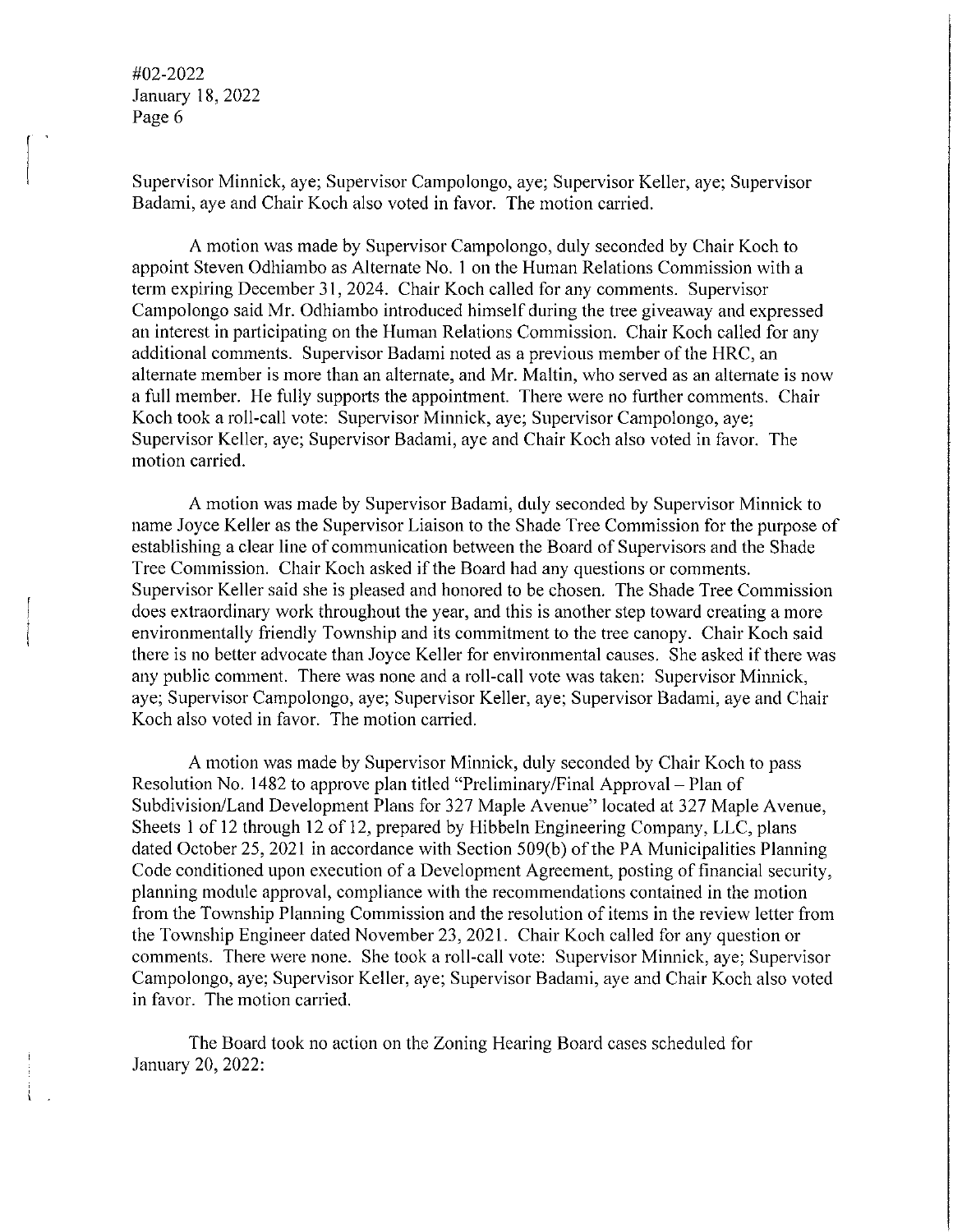Supervisor Minnick, aye; Supervisor Campolongo, aye; Supervisor Keller, aye; Supervisor Badami, aye and Chair Koch also voted in favor. The motion carried.

A motion was made by Supervisor Campolongo, duly seconded by Chair Koch to appoint Steven Odhiambo as Alternate No. 1 on the Human Relations Commission with a term expiring December 31, 2024. Chair Koch called for any comments. Supervisor Campolongo said Mr. Odhiambo introduced himself during the tree giveaway and expressed an interest in participating on the Human Relations Commission. Chair Koch called for any additional comments. Supervisor Badami noted as a previous member of the HRC, an alternate member is more than an alternate, and Mr. Maltin, who served as an alternate is now a full member. He fully supports the appointment. There were no further comments. Chair Koch took a roll-call vote: Supervisor Minnick, aye; Supervisor Campolongo, aye; Supervisor Keller, aye; Supervisor Badami, aye and Chair Koch also voted in favor. The motion carried.

A motion was made by Supervisor Badami, duly seconded by Supervisor Minnick to name Joyce Keller as the Supervisor Liaison to the Shade Tree Commission for the purpose of establishing a clear line of communication between the Board of Supervisors and the Shade Tree Commission. Chair Koch asked if the Board had any questions or comments. Supervisor Keller said she is pleased and honored to be chosen. The Shade Tree Commission does extraordinary work throughout the year, and this is another step toward creating a more environmentally friendly Township and its commitment to the tree canopy. Chair Koch said there is no better advocate than Joyce Keller for environmental causes. She asked if there was any public comment. There was none and a roll-call vote was taken: Supervisor Minnick, aye; Supervisor Campolongo, aye; Supervisor Keller, aye; Supervisor Badami, aye and Chair Koch also voted in favor. The motion carried.

A motion was made by Supervisor Minnick, duly seconded by Chair Koch to pass Resolution No. 1482 to approve plan titled "Preliminary/Final Approval – Plan of Subdivision/Land Development Plans for 327 Maple Avenue" located at 327 Maple Avenue, Sheets 1 of 12 through 12 of 12, prepared by Hibbeln Engineering Company, LLC, plans dated October 25, 2021 in accordance with Section 509(b) of the PA Municipalities Planning Code conditioned upon execution of a Development Agreement, posting of financial security, planning module approval, compliance with the recommendations contained in the motion from the Township Planning Commission and the resolution of items in the review letter from the Township Engineer dated November 23, 2021. Chair Koch called for any question or comments. There were none. She took a roll-call vote: Supervisor Minnick, aye; Supervisor Campolongo, aye; Supervisor Keller, aye; Supervisor Badami, aye and Chair Koch also voted in favor. The motion carried.

The Board took no action on the Zoning Hearing Board cases scheduled for January 20, 2022: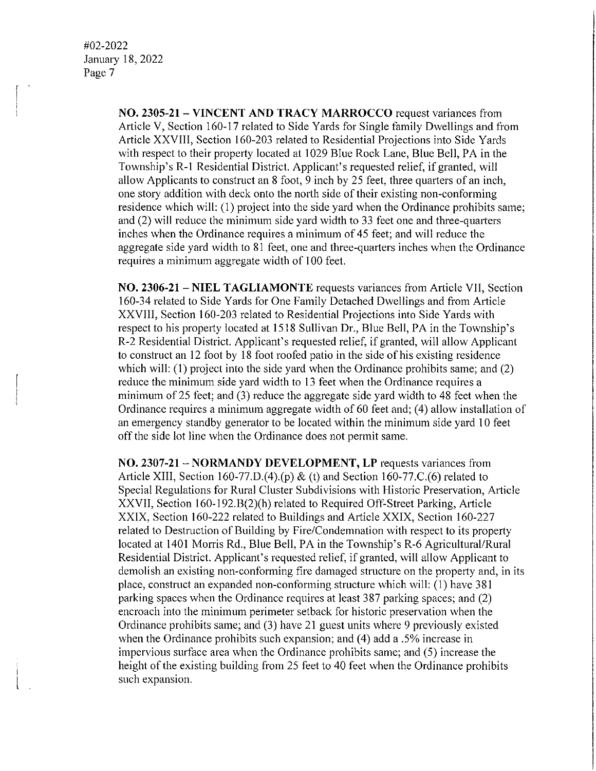**NO. 2305-21 – VINCENT AND TRACY MARROCCO** request variances from Article V, Section 160-17 related to Side Yards for Single family Dwellings and from Article XXVIII, Section 160-203 related to Residential Projections into Side Yards with respect to their property located at 1029 Blue Rock Lane, Blue Bell, PA in the Township's R-1 Residential District. Applicant's requested relief, if granted, will allow Applicants to construct an 8 foot, 9 inch by 25 feet, three quarters of an inch, one story addition with deck onto the north side of their existing non-conforming residence which will: (1) project into the side yard when the Ordinance prohibits same; and (2) will reduce the minimum side yard width to 33 feet one and three-quarters inches when the Ordinance requires a minimum of 45 feet; and will reduce the aggregate side yard width to 81 feet, one and three-quarters inches when the Ordinance requires a minimum aggregate width of 100 feet.

**NO. 2306-21 – NIEL TAGLIAMONTE** requests variances from Article VII, Section 160-34 related to Side Yards for One Family Detached Dwellings and from Article XXVIII, Section 160-203 related to Residential Projections into Side Yards with respect to his property located at 1518 Sullivan Dr., Blue Bell, PA in the Township's R-2 Residential District. Applicant's requested relief, if granted, will allow Applicant to construct an 12 foot by 18 foot roofed patio in the side of his existing residence which will: (1) project into the side yard when the Ordinance prohibits same; and (2) reduce the minimum side yard width to 13 feet when the Ordinance requires a minimum of 25 feet; and (3) reduce the aggregate side yard width to 48 feet when the Ordinance requires a minimum aggregate width of 60 feet and; (4) allow installation of an emergency standby generator to be located within the minimum side yard 10 feet off the side lot line when the Ordinance does not permit same.

**NO. 2307-21 – NORMANDY DEVELOPMENT, LP** requests variances from Article XIII, Section 160-77.D.(4).(p) & (t) and Section 160-77.C.(6) related to Special Regulations for Rural Cluster Subdivisions with Historic Preservation, Article XXVII, Section 160-192.B(2)(h) related to Required Off-Street Parking, Article XXIX, Section 160-222 related to Buildings and Article XXIX, Section 160-227 related to Destruction of Building by Fire/Condemnation with respect to its property located at 1401 Morris Rd., Blue Bell, PA in the Township's R-6 Agricultural/Rural Residential District. Applicant's requested relief, if granted, will allow Applicant to demolish an existing non-conforming fire damaged structure on the property and, in its place, construct an expanded non-conforming structure which will: (1) have 381 parking spaces when the Ordinance requires at least 387 parking spaces; and (2) encroach into the minimum perimeter setback for historic preservation when the Ordinance prohibits same; and (3) have 21 guest units where 9 previously existed when the Ordinance prohibits such expansion; and (4) add a .5% increase in impervious surface area when the Ordinance prohibits same; and (5) increase the height of the existing building from 25 feet to 40 feet when the Ordinance prohibits such expansion.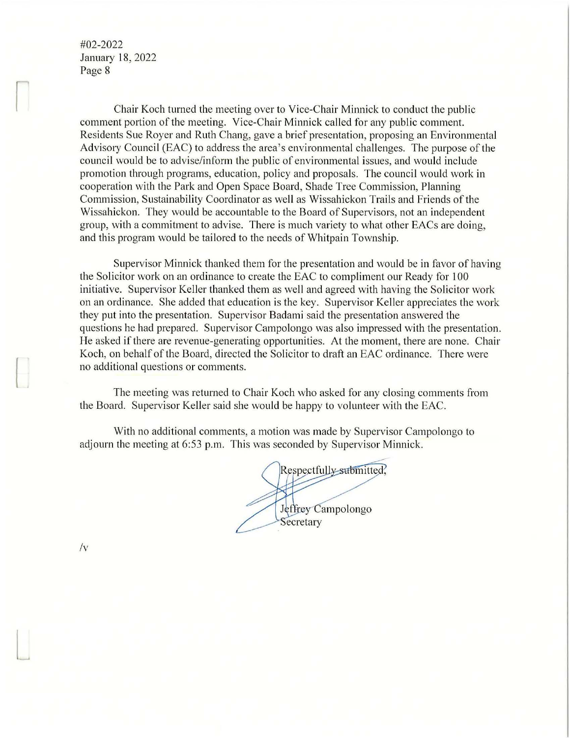Chair Koch turned the meeting over to Vice-Chair Minnick to conduct the public comment portion of the meeting. Vice-Chair Minnick called for any public comment. Residents Sue Royer and Ruth Chang, gave a brief presentation, proposing an Environmental Advisory Council (EAC) to address the area's environmental challenges. The purpose of the council would be to advise/inform the public of environmental issues, and would include promotion through programs, education, policy and proposals. The council would work in cooperation with the Park and Open Space Board, Shade Tree Commission, Planning Commission, Sustainability Coordinator as well as Wissahickon Trails and Friends of the Wissahickon. They would be accountable to the Board of Supervisors, not an independent group, with a commitment to advise. There is much variety to what other EACs are doing, and this program would be tailored to the needs of Whitpain Township.

Supervisor Minnick thanked them for the presentation and would be in favor of having the Solicitor work on an ordinance to create the EAC to compliment our Ready for 100 initiative. Supervisor Keller thanked them as well and agreed with having the Solicitor work on an ordinance. She added that education is the key. Supervisor Keller appreciates the work they put into the presentation. Supervisor Badami said the presentation answered the questions he had prepared. Supervisor Campolongo was also impressed with the presentation. He asked if there are revenue-generating opportunities. At the moment, there are none. Chair Koch, on behalf of the Board, directed the Solicitor to draft an EAC ordinance. There were no additional questions or comments.

The meeting was returned to Chair Koch who asked for any closing comments from the Board. Supervisor Keller said she would be happy to volunteer with the EAC.

With no additional comments, a motion was made by Supervisor Campolongo to adjourn the meeting at 6:53 p.m. This was seconded by Supervisor Minnick.

Respectfully submitted,

Jeffrey Campolongo
Secretary

/v